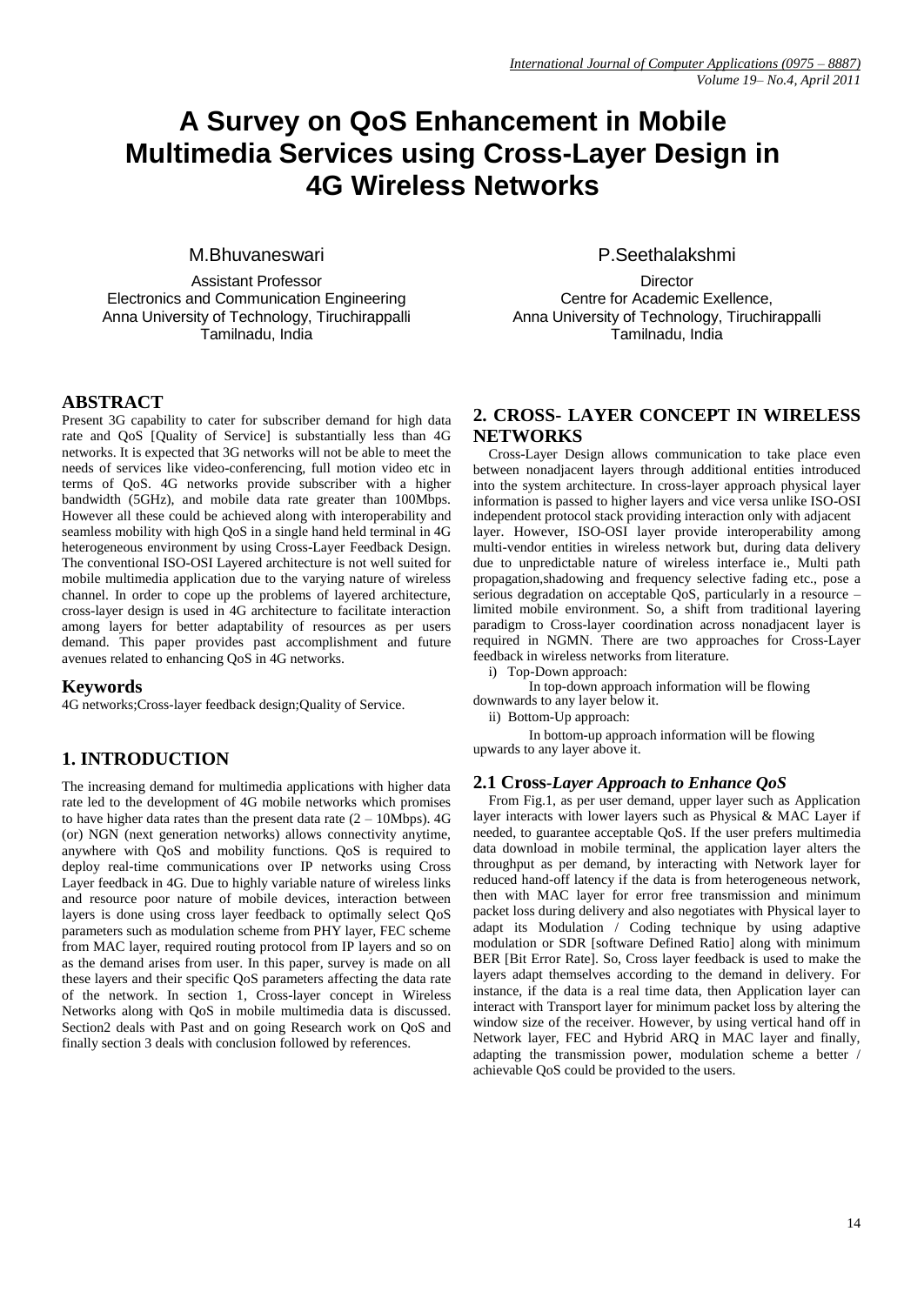# A Survey on QoS Enhancement in Mobile Multimedia Services using Cross-Layer Design in 4G Wireless Networks

M.Bhuvaneswari
Assistant Professor
Electronics and Communication Engineering
Anna University of Technology, Tiruchirappalli
Tamilnadu, India

P.Seethalakshmi
Director
Centre for Academic Exellence,
Anna University of Technology, Tiruchirappalli
Tamilnadu, India

## ABSTRACT

Present 3G capability to cater for subscriber demand for high data rate and QoS [Quality of Service] is substantially less than 4G networks. It is expected that 3G networks will not be able to meet the needs of services like video-conferencing, full motion video etc in terms of QoS. 4G networks provide subscriber with a higher bandwidth (5GHz), and mobile data rate greater than 100Mbps. However all these could be achieved along with interoperability and seamless mobility with high QoS in a single hand held terminal in 4G heterogeneous environment by using Cross-Layer Feedback Design. The conventional ISO-OSI Layered architecture is not well suited for mobile multimedia application due to the varying nature of wireless channel. In order to cope up the problems of layered architecture, cross-layer design is used in 4G architecture to facilitate interaction among layers for better adaptability of resources as per users demand. This paper provides past accomplishment and future avenues related to enhancing QoS in 4G networks.

## Keywords

4G networks;Cross-layer feedback design;Quality of Service.

## 1. INTRODUCTION

The increasing demand for multimedia applications with higher data rate led to the development of 4G mobile networks which promises to have higher data rates than the present data rate (2 – 10Mbps). 4G (or) NGN (next generation networks) allows connectivity anytime, anywhere with QoS and mobility functions. QoS is required to deploy real-time communications over IP networks using Cross Layer feedback in 4G. Due to highly variable nature of wireless links and resource poor nature of mobile devices, interaction between layers is done using cross layer feedback to optimally select QoS parameters such as modulation scheme from PHY layer, FEC scheme from MAC layer, required routing protocol from IP layers and so on as the demand arises from user. In this paper, survey is made on all these layers and their specific QoS parameters affecting the data rate of the network. In section 1, Cross-layer concept in Wireless Networks along with QoS in mobile multimedia data is discussed. Section2 deals with Past and on going Research work on QoS and finally section 3 deals with conclusion followed by references.

## 2. CROSS- LAYER CONCEPT IN WIRELESS NETWORKS

Cross-Layer Design allows communication to take place even between nonadjacent layers through additional entities introduced into the system architecture. In cross-layer approach physical layer information is passed to higher layers and vice versa unlike ISO-OSI independent protocol stack providing interaction only with adjacent layer. However, ISO-OSI layer provide interoperability among multi-vendor entities in wireless network but, during data delivery due to unpredictable nature of wireless interface ie., Multi path propagation,shadowing and frequency selective fading etc., pose a serious degradation on acceptable QoS, particularly in a resource – limited mobile environment. So, a shift from traditional layering paradigm to Cross-layer coordination across nonadjacent layer is required in NGMN. There are two approaches for Cross-Layer feedback in wireless networks from literature.

i) Top-Down approach:

In top-down approach information will be flowing downwards to any layer below it.

ii) Bottom-Up approach:

In bottom-up approach information will be flowing upwards to any layer above it.

### 2.1 Cross-*Layer Approach to Enhance QoS*

From Fig.1, as per user demand, upper layer such as Application layer interacts with lower layers such as Physical & MAC Layer if needed, to guarantee acceptable QoS. If the user prefers multimedia data download in mobile terminal, the application layer alters the throughput as per demand, by interacting with Network layer for reduced hand-off latency if the data is from heterogeneous network, then with MAC layer for error free transmission and minimum packet loss during delivery and also negotiates with Physical layer to adapt its Modulation / Coding technique by using adaptive modulation or SDR [software Defined Ratio] along with minimum BER [Bit Error Rate]. So, Cross layer feedback is used to make the layers adapt themselves according to the demand in delivery. For instance, if the data is a real time data, then Application layer can interact with Transport layer for minimum packet loss by altering the window size of the receiver. However, by using vertical hand off in Network layer, FEC and Hybrid ARQ in MAC layer and finally, adapting the transmission power, modulation scheme a better / achievable QoS could be provided to the users.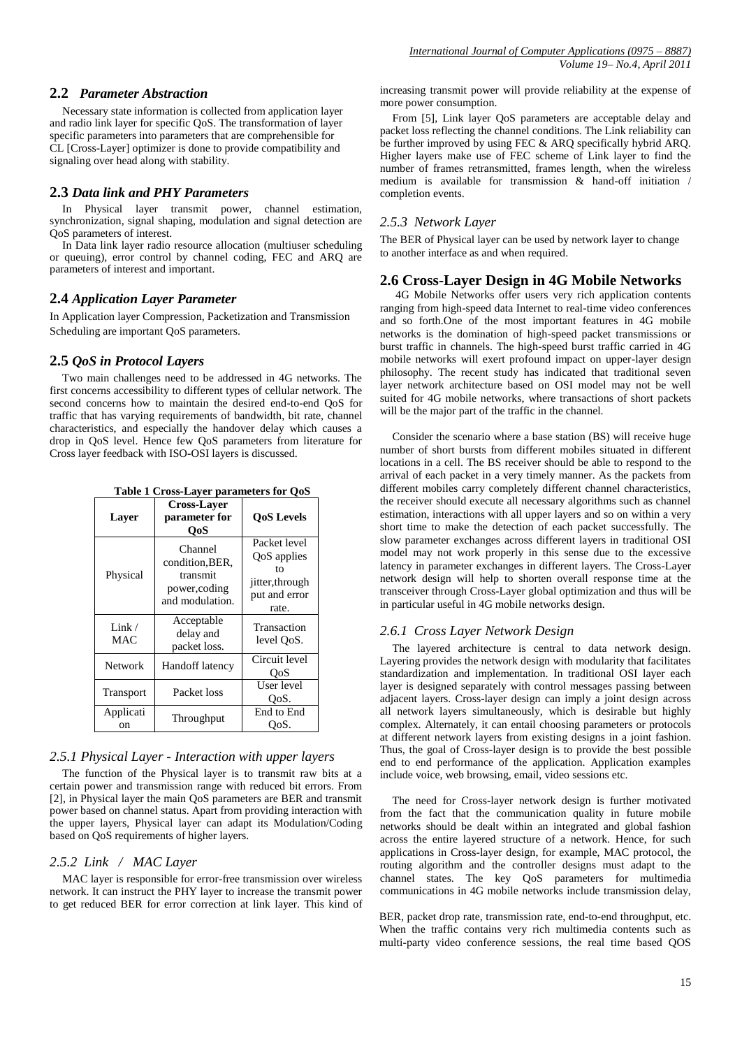## 2.2 *Parameter Abstraction*

Necessary state information is collected from application layer and radio link layer for specific QoS. The transformation of layer specific parameters into parameters that are comprehensible for CL [Cross-Layer] optimizer is done to provide compatibility and signaling over head along with stability.

## 2.3 *Data link and PHY Parameters*

In Physical layer transmit power, channel estimation, synchronization, signal shaping, modulation and signal detection are QoS parameters of interest.

In Data link layer radio resource allocation (multiuser scheduling or queuing), error control by channel coding, FEC and ARQ are parameters of interest and important.

## 2.4 *Application Layer Parameter*

In Application layer Compression, Packetization and Transmission Scheduling are important QoS parameters.

## 2.5 *QoS in Protocol Layers*

Two main challenges need to be addressed in 4G networks. The first concerns accessibility to different types of cellular network. The second concerns how to maintain the desired end-to-end QoS for traffic that has varying requirements of bandwidth, bit rate, channel characteristics, and especially the handover delay which causes a drop in QoS level. Hence few QoS parameters from literature for Cross layer feedback with ISO-OSI layers is discussed.

**Table 1 Cross-Layer parameters for QoS**

| Layer | Cross-Layer parameter for QoS | QoS Levels |
|---|---|---|
| Physical | Channel condition,BER, transmit power,coding and modulation. | Packet level QoS applies to jitter,through put and error rate. |
| Link / MAC | Acceptable delay and packet loss. | Transaction level QoS. |
| Network | Handoff latency | Circuit level QoS |
| Transport | Packet loss | User level QoS. |
| Application | Throughput | End to End QoS. |

### 2.5.1 *Physical Layer - Interaction with upper layers*

The function of the Physical layer is to transmit raw bits at a certain power and transmission range with reduced bit errors. From [2], in Physical layer the main QoS parameters are BER and transmit power based on channel status. Apart from providing interaction with the upper layers, Physical layer can adapt its Modulation/Coding based on QoS requirements of higher layers.

### 2.5.2 *Link / MAC Layer*

MAC layer is responsible for error-free transmission over wireless network. It can instruct the PHY layer to increase the transmit power to get reduced BER for error correction at link layer. This kind of increasing transmit power will provide reliability at the expense of more power consumption.

From [5], Link layer QoS parameters are acceptable delay and packet loss reflecting the channel conditions. The Link reliability can be further improved by using FEC & ARQ specifically hybrid ARQ. Higher layers make use of FEC scheme of Link layer to find the number of frames retransmitted, frames length, when the wireless medium is available for transmission & hand-off initiation / completion events.

### 2.5.3 *Network Layer*

The BER of Physical layer can be used by network layer to change to another interface as and when required.

## 2.6 Cross-Layer Design in 4G Mobile Networks

4G Mobile Networks offer users very rich application contents ranging from high-speed data Internet to real-time video conferences and so forth.One of the most important features in 4G mobile networks is the domination of high-speed packet transmissions or burst traffic in channels. The high-speed burst traffic carried in 4G mobile networks will exert profound impact on upper-layer design philosophy. The recent study has indicated that traditional seven layer network architecture based on OSI model may not be well suited for 4G mobile networks, where transactions of short packets will be the major part of the traffic in the channel.

Consider the scenario where a base station (BS) will receive huge number of short bursts from different mobiles situated in different locations in a cell. The BS receiver should be able to respond to the arrival of each packet in a very timely manner. As the packets from different mobiles carry completely different channel characteristics, the receiver should execute all necessary algorithms such as channel estimation, interactions with all upper layers and so on within a very short time to make the detection of each packet successfully. The slow parameter exchanges across different layers in traditional OSI model may not work properly in this sense due to the excessive latency in parameter exchanges in different layers. The Cross-Layer network design will help to shorten overall response time at the transceiver through Cross-Layer global optimization and thus will be in particular useful in 4G mobile networks design.

### 2.6.1 *Cross Layer Network Design*

The layered architecture is central to data network design. Layering provides the network design with modularity that facilitates standardization and implementation. In traditional OSI layer each layer is designed separately with control messages passing between adjacent layers. Cross-layer design can imply a joint design across all network layers simultaneously, which is desirable but highly complex. Alternately, it can entail choosing parameters or protocols at different network layers from existing designs in a joint fashion. Thus, the goal of Cross-layer design is to provide the best possible end to end performance of the application. Application examples include voice, web browsing, email, video sessions etc.

The need for Cross-layer network design is further motivated from the fact that the communication quality in future mobile networks should be dealt within an integrated and global fashion across the entire layered structure of a network. Hence, for such applications in Cross-layer design, for example, MAC protocol, the routing algorithm and the controller designs must adapt to the channel states. The key QoS parameters for multimedia communications in 4G mobile networks include transmission delay, BER, packet drop rate, transmission rate, end-to-end throughput, etc. When the traffic contains very rich multimedia contents such as multi-party video conference sessions, the real time based QOS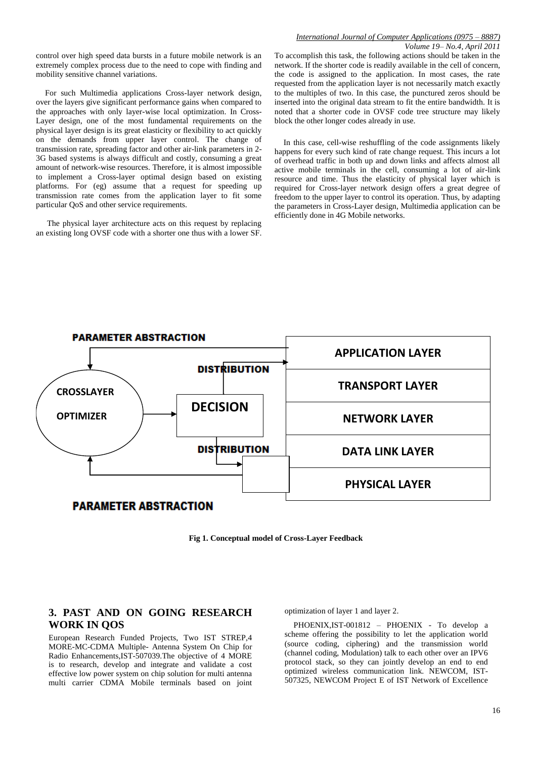control over high speed data bursts in a future mobile network is an extremely complex process due to the need to cope with finding and mobility sensitive channel variations.

For such Multimedia applications Cross-layer network design, over the layers give significant performance gains when compared to the approaches with only layer-wise local optimization. In Cross-Layer design, one of the most fundamental requirements on the physical layer design is its great elasticity or flexibility to act quickly on the demands from upper layer control. The change of transmission rate, spreading factor and other air-link parameters in 2-3G based systems is always difficult and costly, consuming a great amount of network-wise resources. Therefore, it is almost impossible to implement a Cross-layer optimal design based on existing platforms. For (eg) assume that a request for speeding up transmission rate comes from the application layer to fit some particular QoS and other service requirements.

The physical layer architecture acts on this request by replacing an existing long OVSF code with a shorter one thus with a lower SF. To accomplish this task, the following actions should be taken in the network. If the shorter code is readily available in the cell of concern, the code is assigned to the application. In most cases, the rate requested from the application layer is not necessarily match exactly to the multiples of two. In this case, the punctured zeros should be inserted into the original data stream to fit the entire bandwidth. It is noted that a shorter code in OVSF code tree structure may likely block the other longer codes already in use.

In this case, cell-wise reshuffling of the code assignments likely happens for every such kind of rate change request. This incurs a lot of overhead traffic in both up and down links and affects almost all active mobile terminals in the cell, consuming a lot of air-link resource and time. Thus the elasticity of physical layer which is required for Cross-layer network design offers a great degree of freedom to the upper layer to control its operation. Thus, by adapting the parameters in Cross-Layer design, Multimedia application can be efficiently done in 4G Mobile networks.

PARAMETER ABSTRACTION

DISTRIBUTION

CROSSLAYER OPTIMIZER

DECISION

DISTRIBUTION

APPLICATION LAYER

TRANSPORT LAYER

NETWORK LAYER

DATA LINK LAYER

PHYSICAL LAYER

PARAMETER ABSTRACTION

**Fig 1. Conceptual model of Cross-Layer Feedback**

## 3. PAST AND ON GOING RESEARCH WORK IN QOS

European Research Funded Projects, Two IST STREP,4 MORE-MC-CDMA Multiple- Antenna System On Chip for Radio Enhancements,IST-507039.The objective of 4 MORE is to research, develop and integrate and validate a cost effective low power system on chip solution for multi antenna multi carrier CDMA Mobile terminals based on joint optimization of layer 1 and layer 2.

PHOENIX,IST-001812 – PHOENIX - To develop a scheme offering the possibility to let the application world (source coding, ciphering) and the transmission world (channel coding, Modulation) talk to each other over an IPV6 protocol stack, so they can jointly develop an end to end optimized wireless communication link. NEWCOM, IST-507325, NEWCOM Project E of IST Network of Excellence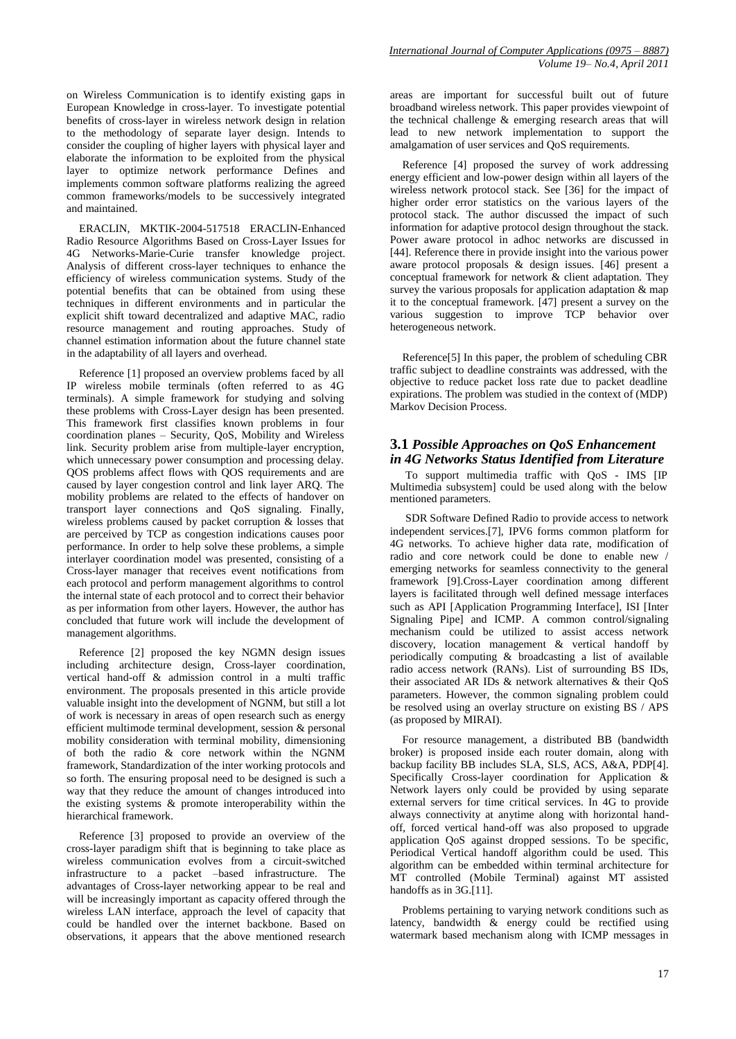on Wireless Communication is to identify existing gaps in European Knowledge in cross-layer. To investigate potential benefits of cross-layer in wireless network design in relation to the methodology of separate layer design. Intends to consider the coupling of higher layers with physical layer and elaborate the information to be exploited from the physical layer to optimize network performance Defines and implements common software platforms realizing the agreed common frameworks/models to be successively integrated and maintained.

ERACLIN, MKTIK-2004-517518 ERACLIN-Enhanced Radio Resource Algorithms Based on Cross-Layer Issues for 4G Networks-Marie-Curie transfer knowledge project. Analysis of different cross-layer techniques to enhance the efficiency of wireless communication systems. Study of the potential benefits that can be obtained from using these techniques in different environments and in particular the explicit shift toward decentralized and adaptive MAC, radio resource management and routing approaches. Study of channel estimation information about the future channel state in the adaptability of all layers and overhead.

Reference [1] proposed an overview problems faced by all IP wireless mobile terminals (often referred to as 4G terminals). A simple framework for studying and solving these problems with Cross-Layer design has been presented. This framework first classifies known problems in four coordination planes – Security, QoS, Mobility and Wireless link. Security problem arise from multiple-layer encryption, which unnecessary power consumption and processing delay. QOS problems affect flows with QOS requirements and are caused by layer congestion control and link layer ARQ. The mobility problems are related to the effects of handover on transport layer connections and QoS signaling. Finally, wireless problems caused by packet corruption & losses that are perceived by TCP as congestion indications causes poor performance. In order to help solve these problems, a simple interlayer coordination model was presented, consisting of a Cross-layer manager that receives event notifications from each protocol and perform management algorithms to control the internal state of each protocol and to correct their behavior as per information from other layers. However, the author has concluded that future work will include the development of management algorithms.

Reference [2] proposed the key NGMN design issues including architecture design, Cross-layer coordination, vertical hand-off & admission control in a multi traffic environment. The proposals presented in this article provide valuable insight into the development of NGNM, but still a lot of work is necessary in areas of open research such as energy efficient multimode terminal development, session & personal mobility consideration with terminal mobility, dimensioning of both the radio & core network within the NGNM framework, Standardization of the inter working protocols and so forth. The ensuring proposal need to be designed is such a way that they reduce the amount of changes introduced into the existing systems & promote interoperability within the hierarchical framework.

Reference [3] proposed to provide an overview of the cross-layer paradigm shift that is beginning to take place as wireless communication evolves from a circuit-switched infrastructure to a packet –based infrastructure. The advantages of Cross-layer networking appear to be real and will be increasingly important as capacity offered through the wireless LAN interface, approach the level of capacity that could be handled over the internet backbone. Based on observations, it appears that the above mentioned research areas are important for successful built out of future broadband wireless network. This paper provides viewpoint of the technical challenge & emerging research areas that will lead to new network implementation to support the amalgamation of user services and QoS requirements.

Reference [4] proposed the survey of work addressing energy efficient and low-power design within all layers of the wireless network protocol stack. See [36] for the impact of higher order error statistics on the various layers of the protocol stack. The author discussed the impact of such information for adaptive protocol design throughout the stack. Power aware protocol in adhoc networks are discussed in [44]. Reference there in provide insight into the various power aware protocol proposals & design issues. [46] present a conceptual framework for network & client adaptation. They survey the various proposals for application adaptation & map it to the conceptual framework. [47] present a survey on the various suggestion to improve TCP behavior over heterogeneous network.

Reference[5] In this paper, the problem of scheduling CBR traffic subject to deadline constraints was addressed, with the objective to reduce packet loss rate due to packet deadline expirations. The problem was studied in the context of (MDP) Markov Decision Process.

## 3.1 *Possible Approaches on QoS Enhancement in 4G Networks Status Identified from Literature*

To support multimedia traffic with QoS - IMS [IP Multimedia subsystem] could be used along with the below mentioned parameters.

SDR Software Defined Radio to provide access to network independent services.[7], IPV6 forms common platform for 4G networks. To achieve higher data rate, modification of radio and core network could be done to enable new / emerging networks for seamless connectivity to the general framework [9].Cross-Layer coordination among different layers is facilitated through well defined message interfaces such as API [Application Programming Interface], ISI [Inter Signaling Pipe] and ICMP. A common control/signaling mechanism could be utilized to assist access network discovery, location management & vertical handoff by periodically computing & broadcasting a list of available radio access network (RANs). List of surrounding BS IDs, their associated AR IDs & network alternatives & their QoS parameters. However, the common signaling problem could be resolved using an overlay structure on existing BS / APS (as proposed by MIRAI).

For resource management, a distributed BB (bandwidth broker) is proposed inside each router domain, along with backup facility BB includes SLA, SLS, ACS, A&A, PDP[4]. Specifically Cross-layer coordination for Application & Network layers only could be provided by using separate external servers for time critical services. In 4G to provide always connectivity at anytime along with horizontal hand-off, forced vertical hand-off was also proposed to upgrade application QoS against dropped sessions. To be specific, Periodical Vertical handoff algorithm could be used. This algorithm can be embedded within terminal architecture for MT controlled (Mobile Terminal) against MT assisted handoffs as in 3G.[11].

Problems pertaining to varying network conditions such as latency, bandwidth & energy could be rectified using watermark based mechanism along with ICMP messages in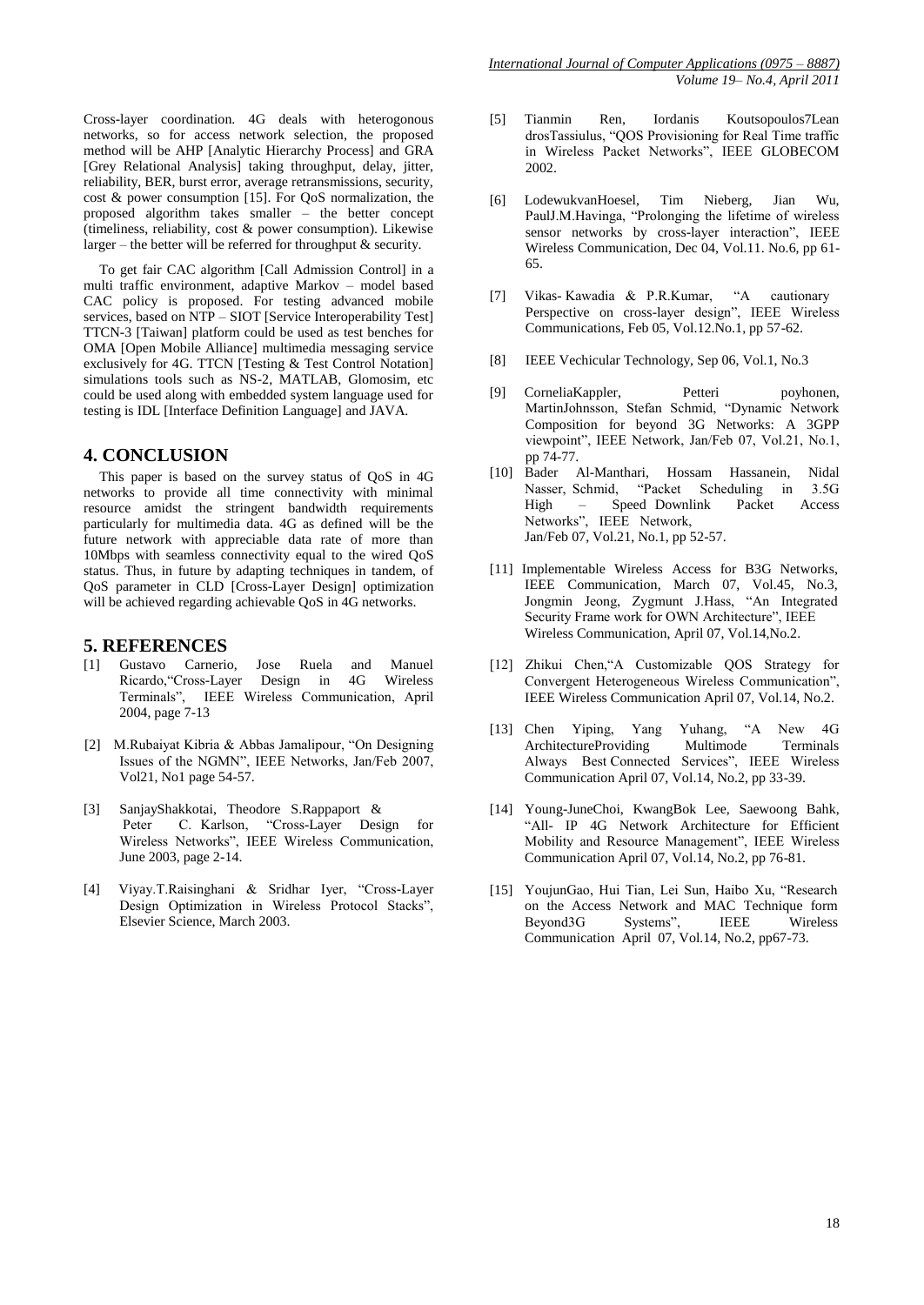Cross-layer coordination. 4G deals with heterogonous networks, so for access network selection, the proposed method will be AHP [Analytic Hierarchy Process] and GRA [Grey Relational Analysis] taking throughput, delay, jitter, reliability, BER, burst error, average retransmissions, security, cost & power consumption [15]. For QoS normalization, the proposed algorithm takes smaller – the better concept (timeliness, reliability, cost & power consumption). Likewise larger – the better will be referred for throughput & security.

To get fair CAC algorithm [Call Admission Control] in a multi traffic environment, adaptive Markov – model based CAC policy is proposed. For testing advanced mobile services, based on NTP – SIOT [Service Interoperability Test] TTCN-3 [Taiwan] platform could be used as test benches for OMA [Open Mobile Alliance] multimedia messaging service exclusively for 4G. TTCN [Testing & Test Control Notation] simulations tools such as NS-2, MATLAB, Glomosim, etc could be used along with embedded system language used for testing is IDL [Interface Definition Language] and JAVA.

## 4. CONCLUSION

This paper is based on the survey status of QoS in 4G networks to provide all time connectivity with minimal resource amidst the stringent bandwidth requirements particularly for multimedia data. 4G as defined will be the future network with appreciable data rate of more than 10Mbps with seamless connectivity equal to the wired QoS status. Thus, in future by adapting techniques in tandem, of QoS parameter in CLD [Cross-Layer Design] optimization will be achieved regarding achievable QoS in 4G networks.

## 5. REFERENCES

[1] Gustavo Carnerio, Jose Ruela and Manuel Ricardo,"Cross-Layer Design in 4G Wireless Terminals", IEEE Wireless Communication, April 2004, page 7-13

[2] M.Rubaiyat Kibria & Abbas Jamalipour, "On Designing Issues of the NGMN", IEEE Networks, Jan/Feb 2007, Vol21, No1 page 54-57.

[3] SanjayShakkotai, Theodore S.Rappaport & Peter C. Karlson, "Cross-Layer Design for Wireless Networks", IEEE Wireless Communication, June 2003, page 2-14.

[4] Viyay.T.Raisinghani & Sridhar Iyer, "Cross-Layer Design Optimization in Wireless Protocol Stacks", Elsevier Science, March 2003.

[5] Tianmin Ren, Iordanis Koutsopoulos7Lean drosTassiulus, "QOS Provisioning for Real Time traffic in Wireless Packet Networks", IEEE GLOBECOM 2002.

[6] LodewukvanHoesel, Tim Nieberg, Jian Wu, PaulJ.M.Havinga, "Prolonging the lifetime of wireless sensor networks by cross-layer interaction", IEEE Wireless Communication, Dec 04, Vol.11. No.6, pp 61-65.

[7] Vikas- Kawadia & P.R.Kumar, "A cautionary Perspective on cross-layer design", IEEE Wireless Communications, Feb 05, Vol.12.No.1, pp 57-62.

[8] IEEE Vechicular Technology, Sep 06, Vol.1, No.3

[9] CorneliaKappler, Petteri poyhonen, MartinJohnsson, Stefan Schmid, "Dynamic Network Composition for beyond 3G Networks: A 3GPP viewpoint", IEEE Network, Jan/Feb 07, Vol.21, No.1, pp 74-77.

[10] Bader Al-Manthari, Hossam Hassanein, Nidal Nasser, Schmid, "Packet Scheduling in 3.5G High – Speed Downlink Packet Access Networks", IEEE Network, Jan/Feb 07, Vol.21, No.1, pp 52-57.

[11] Implementable Wireless Access for B3G Networks, IEEE Communication, March 07, Vol.45, No.3, Jongmin Jeong, Zygmunt J.Hass, "An Integrated Security Frame work for OWN Architecture", IEEE Wireless Communication, April 07, Vol.14,No.2.

[12] Zhikui Chen,"A Customizable QOS Strategy for Convergent Heterogeneous Wireless Communication", IEEE Wireless Communication April 07, Vol.14, No.2.

[13] Chen Yiping, Yang Yuhang, "A New 4G ArchitectureProviding Multimode Terminals Always Best Connected Services", IEEE Wireless Communication April 07, Vol.14, No.2, pp 33-39.

[14] Young-JuneChoi, KwangBok Lee, Saewoong Bahk, "All- IP 4G Network Architecture for Efficient Mobility and Resource Management", IEEE Wireless Communication April 07, Vol.14, No.2, pp 76-81.

[15] YoujunGao, Hui Tian, Lei Sun, Haibo Xu, "Research on the Access Network and MAC Technique form Beyond3G Systems", IEEE Wireless Communication April 07, Vol.14, No.2, pp67-73.